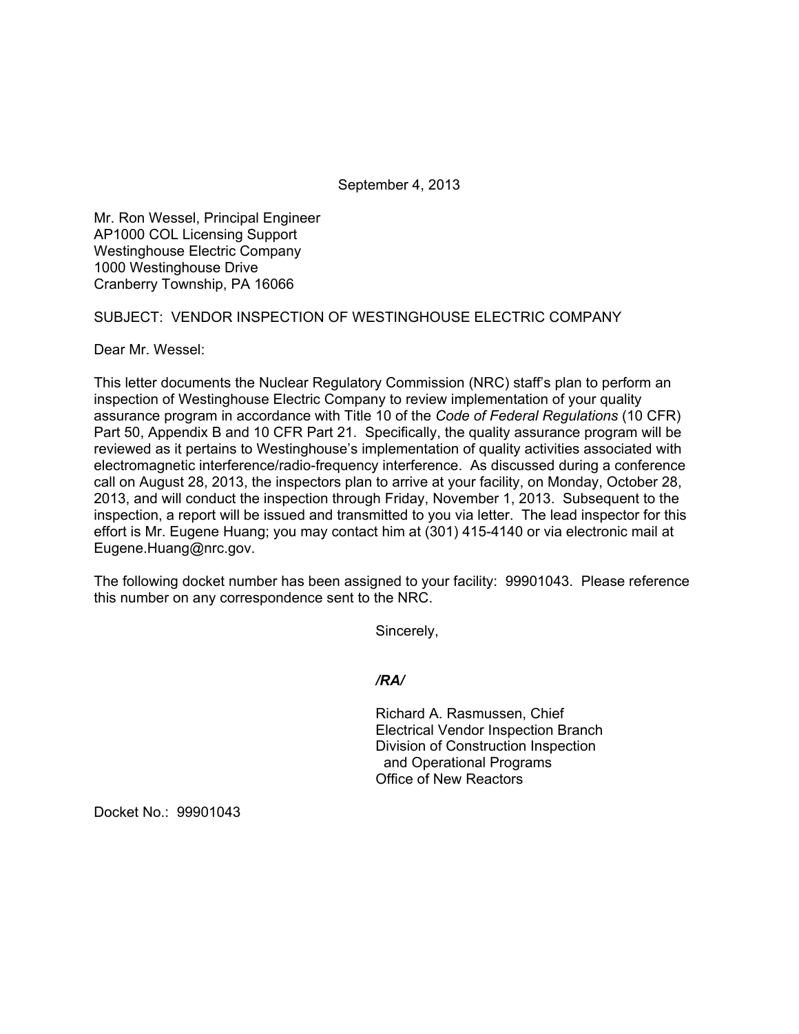September 4, 2013

Mr. Ron Wessel, Principal Engineer
AP1000 COL Licensing Support
Westinghouse Electric Company
1000 Westinghouse Drive
Cranberry Township, PA 16066

SUBJECT: VENDOR INSPECTION OF WESTINGHOUSE ELECTRIC COMPANY

Dear Mr. Wessel:

This letter documents the Nuclear Regulatory Commission (NRC) staff's plan to perform an inspection of Westinghouse Electric Company to review implementation of your quality assurance program in accordance with Title 10 of the *Code of Federal Regulations* (10 CFR) Part 50, Appendix B and 10 CFR Part 21. Specifically, the quality assurance program will be reviewed as it pertains to Westinghouse's implementation of quality activities associated with electromagnetic interference/radio-frequency interference. As discussed during a conference call on August 28, 2013, the inspectors plan to arrive at your facility, on Monday, October 28, 2013, and will conduct the inspection through Friday, November 1, 2013. Subsequent to the inspection, a report will be issued and transmitted to you via letter. The lead inspector for this effort is Mr. Eugene Huang; you may contact him at (301) 415-4140 or via electronic mail at Eugene.Huang@nrc.gov.

The following docket number has been assigned to your facility: 99901043. Please reference this number on any correspondence sent to the NRC.

Sincerely,

***/RA/***

Richard A. Rasmussen, Chief
Electrical Vendor Inspection Branch
Division of Construction Inspection
and Operational Programs
Office of New Reactors

Docket No.: 99901043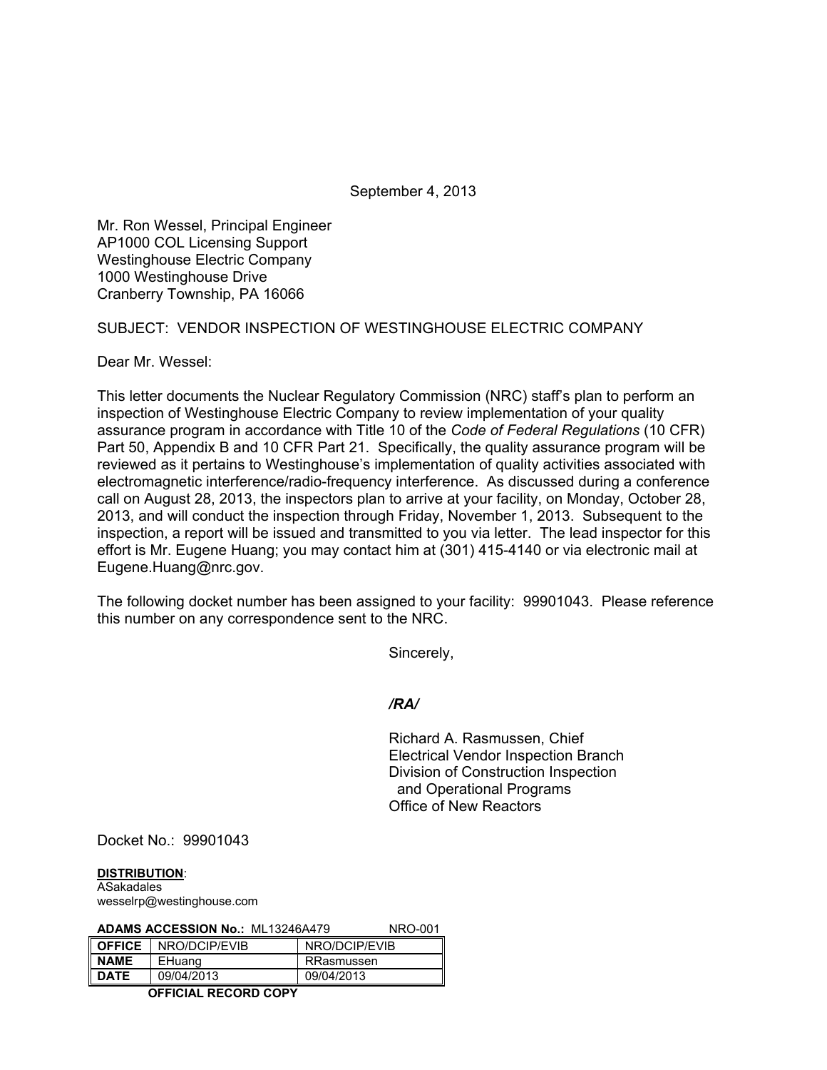September 4, 2013

Mr. Ron Wessel, Principal Engineer
AP1000 COL Licensing Support
Westinghouse Electric Company
1000 Westinghouse Drive
Cranberry Township, PA 16066

SUBJECT: VENDOR INSPECTION OF WESTINGHOUSE ELECTRIC COMPANY

Dear Mr. Wessel:

This letter documents the Nuclear Regulatory Commission (NRC) staff's plan to perform an inspection of Westinghouse Electric Company to review implementation of your quality assurance program in accordance with Title 10 of the *Code of Federal Regulations* (10 CFR) Part 50, Appendix B and 10 CFR Part 21. Specifically, the quality assurance program will be reviewed as it pertains to Westinghouse's implementation of quality activities associated with electromagnetic interference/radio-frequency interference. As discussed during a conference call on August 28, 2013, the inspectors plan to arrive at your facility, on Monday, October 28, 2013, and will conduct the inspection through Friday, November 1, 2013. Subsequent to the inspection, a report will be issued and transmitted to you via letter. The lead inspector for this effort is Mr. Eugene Huang; you may contact him at (301) 415-4140 or via electronic mail at Eugene.Huang@nrc.gov.

The following docket number has been assigned to your facility: 99901043. Please reference this number on any correspondence sent to the NRC.

Sincerely,

*/RA/*

Richard A. Rasmussen, Chief
Electrical Vendor Inspection Branch
Division of Construction Inspection
and Operational Programs
Office of New Reactors

Docket No.: 99901043

**DISTRIBUTION**:
ASakadales
wesselrp@westinghouse.com

**ADAMS ACCESSION No.:** ML13246A479 NRO-001

| | | |
|---|---|---|
| **OFFICE** | NRO/DCIP/EVIB | NRO/DCIP/EVIB |
| **NAME** | EHuang | RRasmussen |
| **DATE** | 09/04/2013 | 09/04/2013 |

**OFFICIAL RECORD COPY**